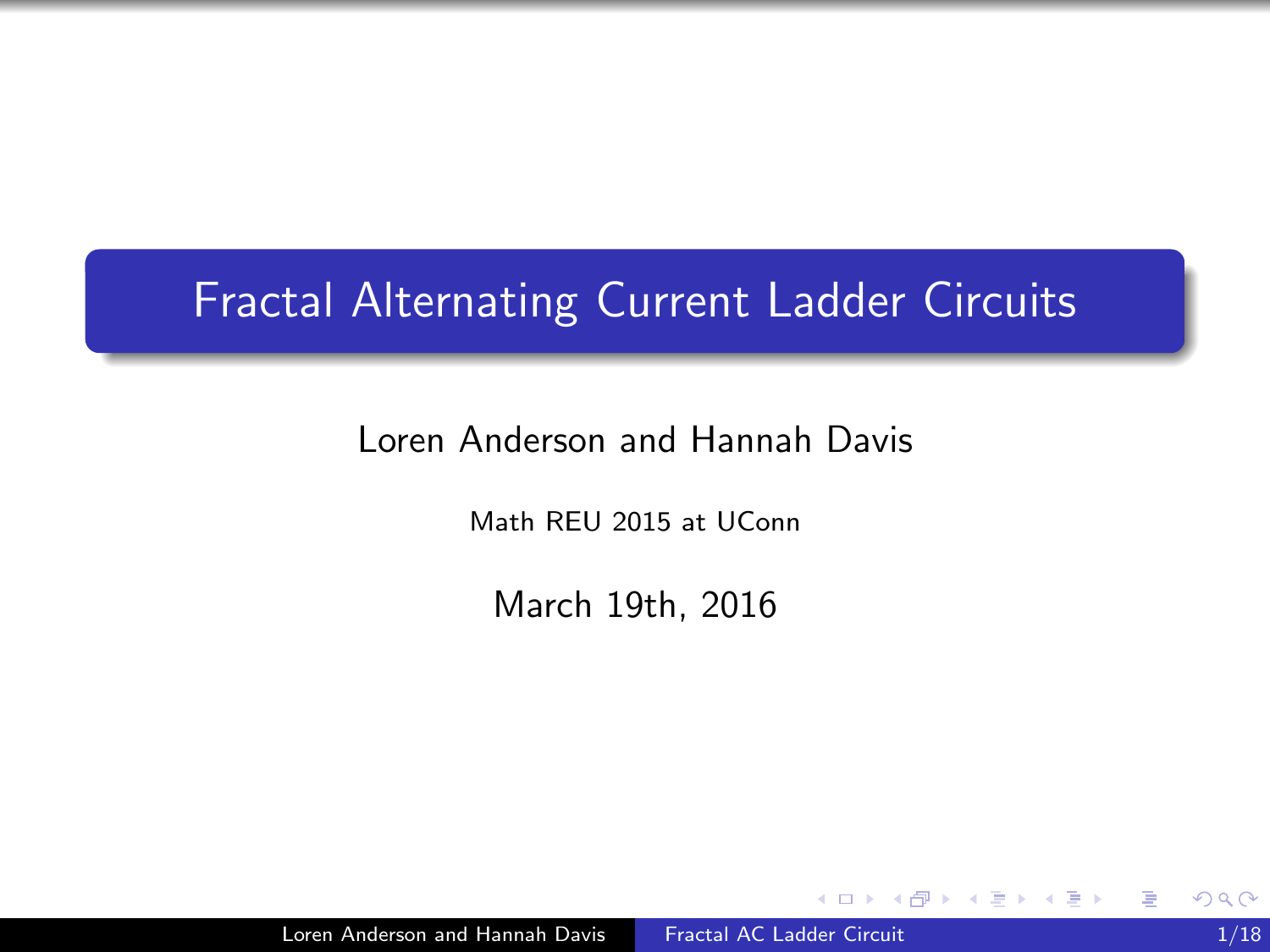# Fractal Alternating Current Ladder Circuits

Loren Anderson and Hannah Davis

Math REU 2015 at UConn

March 19th, 2016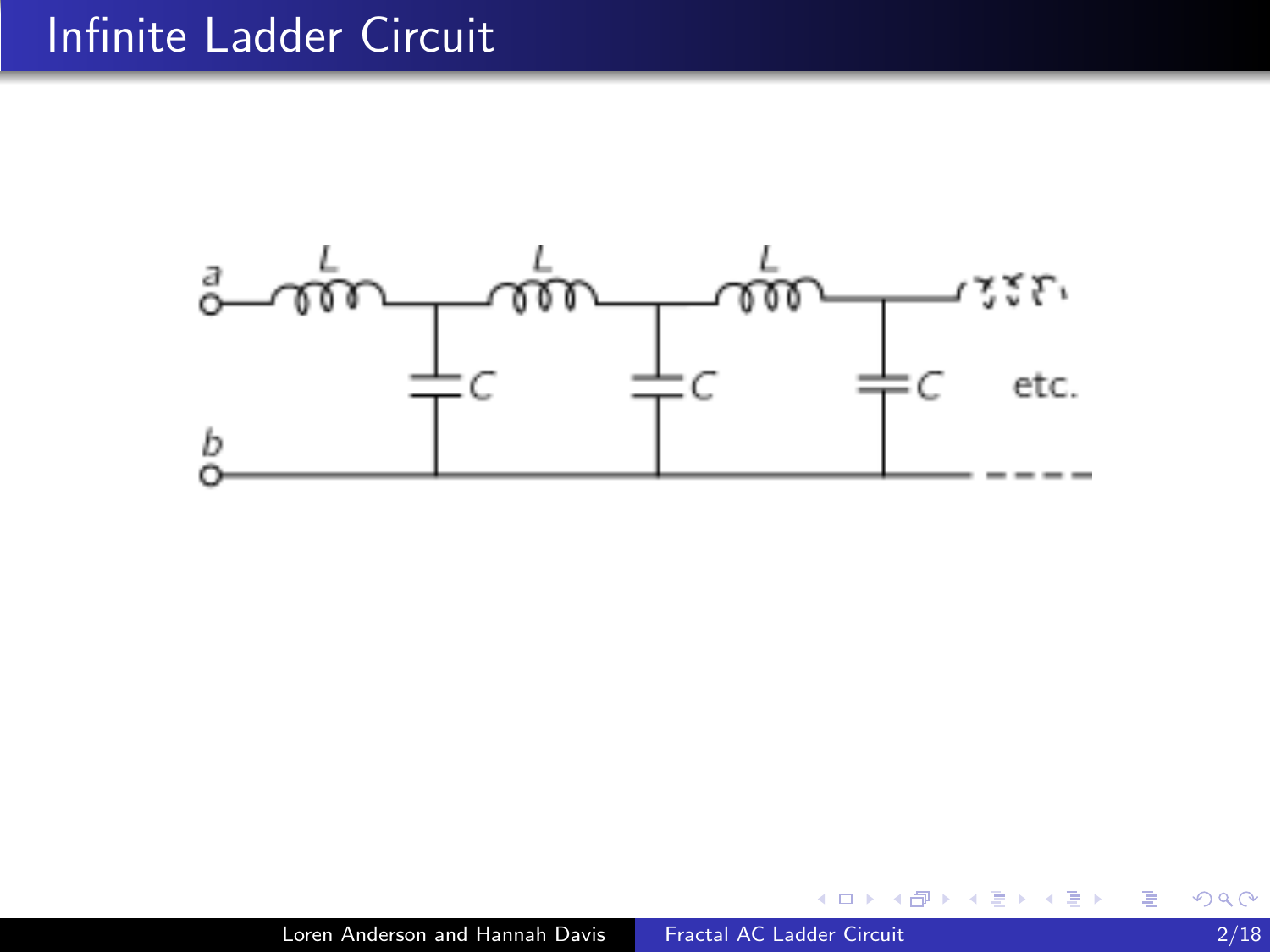# Infinite Ladder Circuit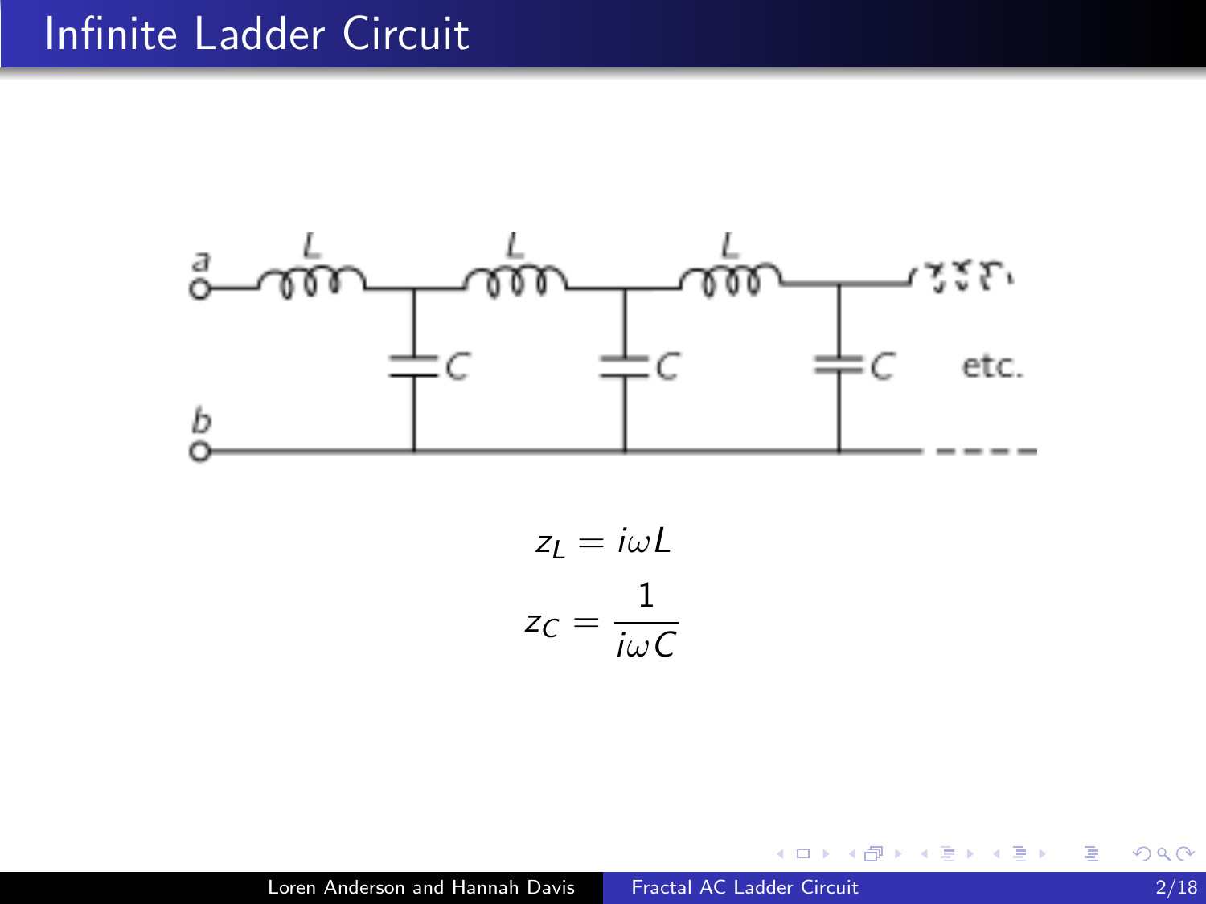# Infinite Ladder Circuit

$$z_L = i\omega L$$

$$z_C = \frac{1}{i\omega C}$$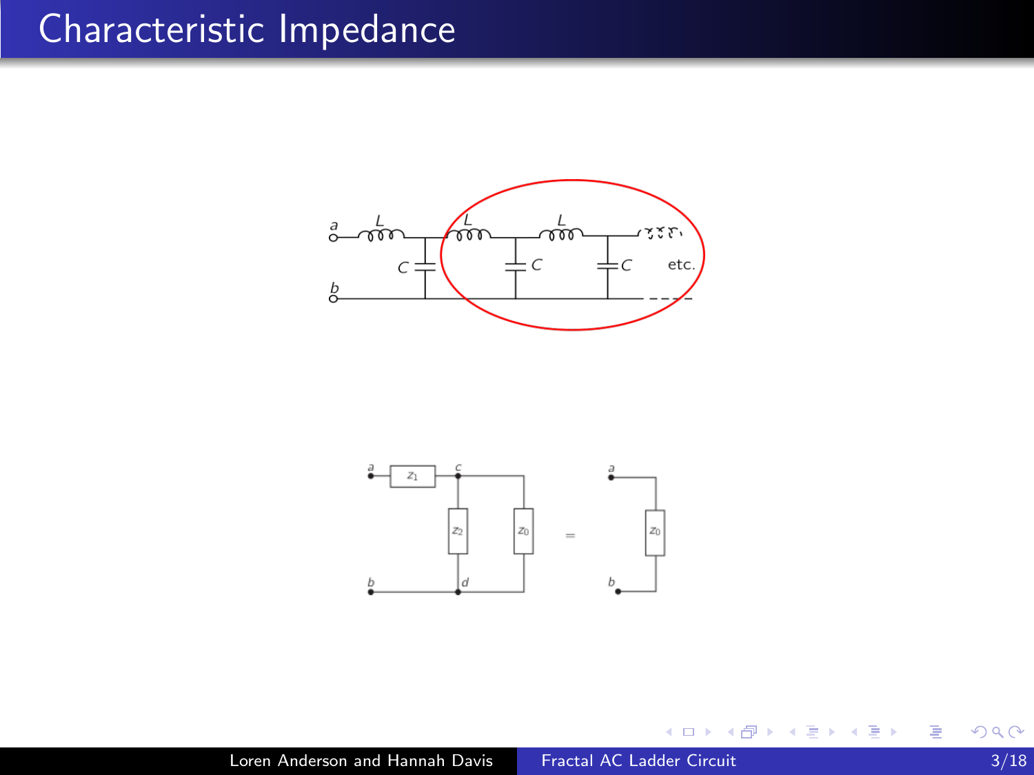# Characteristic Impedance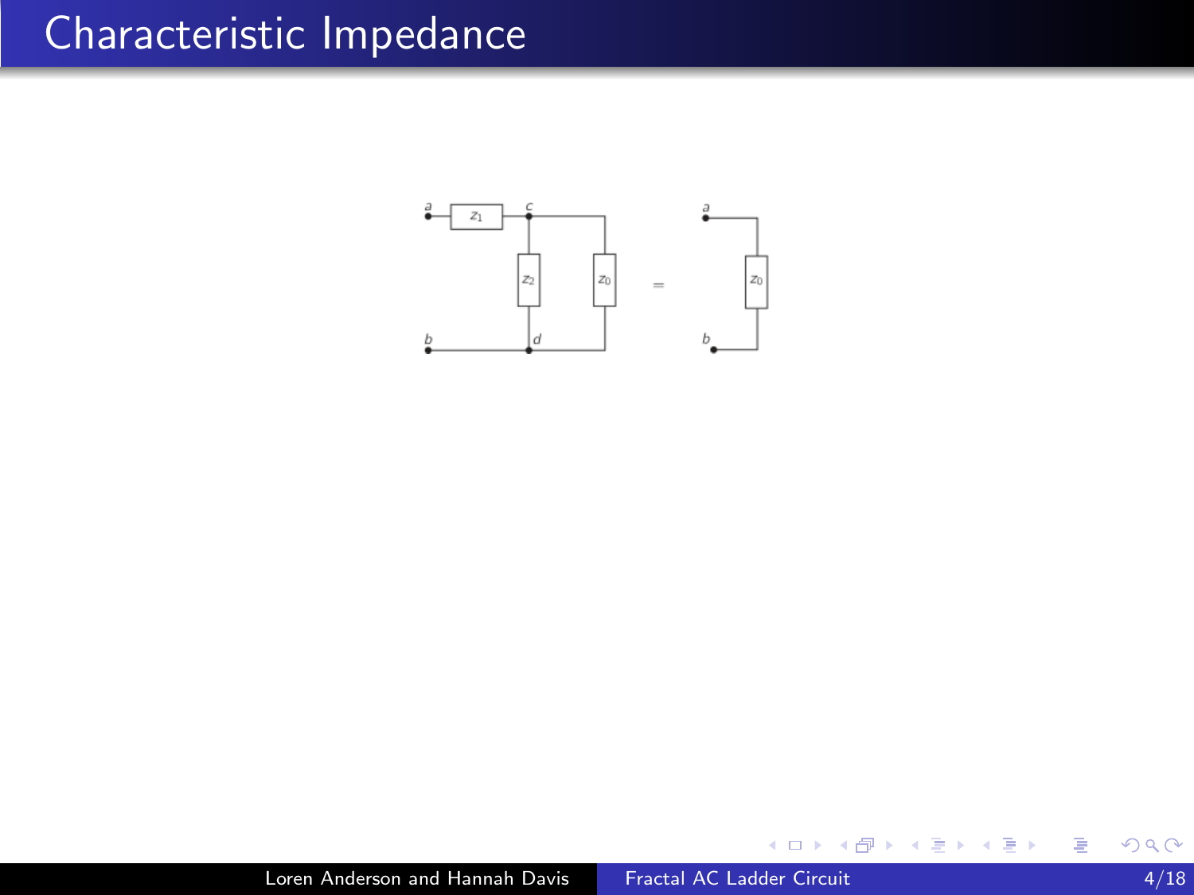# Characteristic Impedance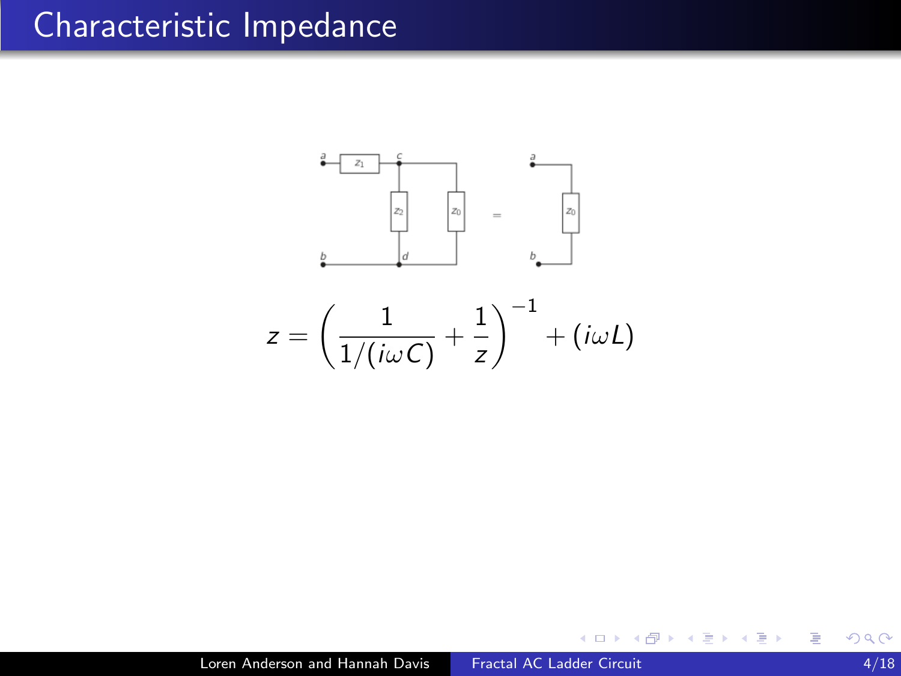# Characteristic Impedance

$$z = \left( \frac{1}{1/(i\omega C)} + \frac{1}{z} \right)^{-1} + (i\omega L)$$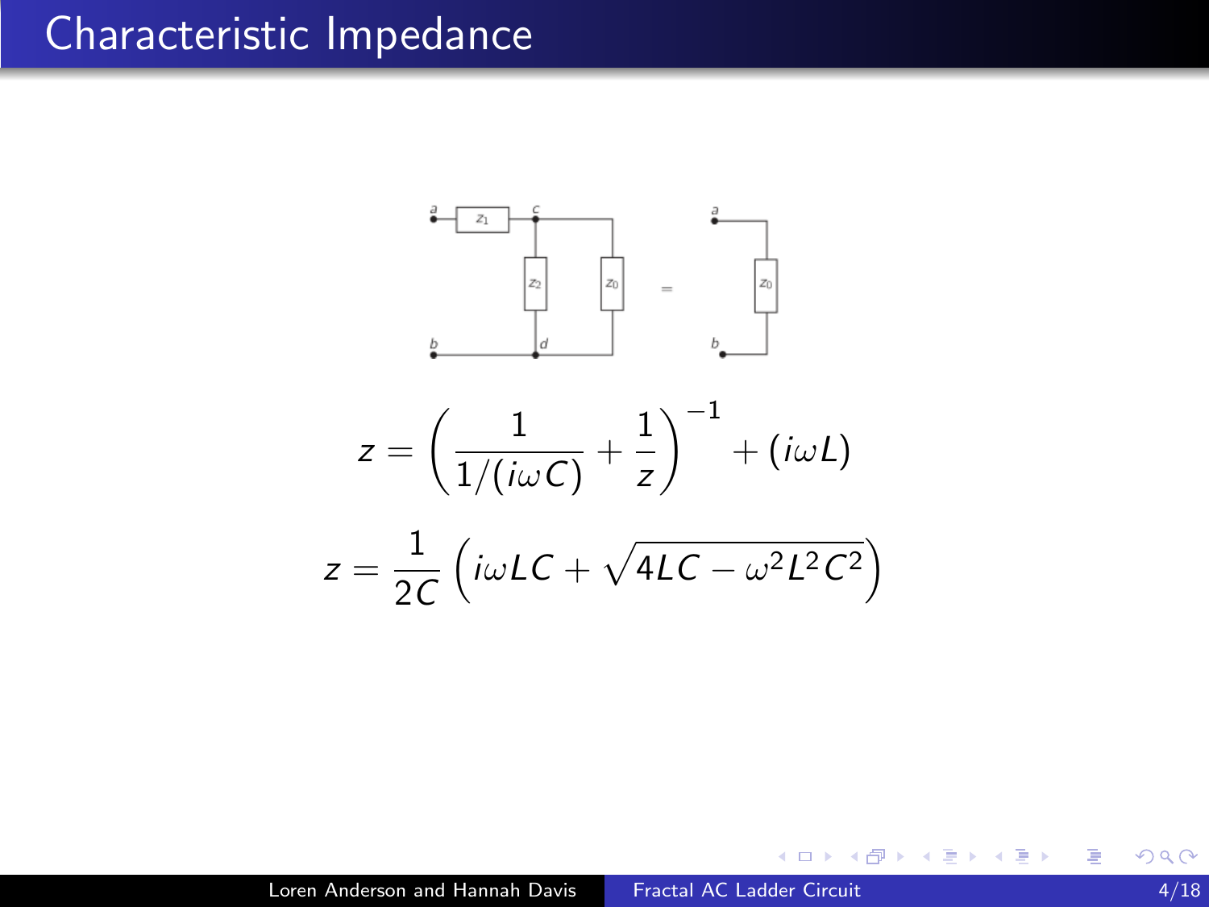# Characteristic Impedance

$$z = \left( \frac{1}{1/(i\omega C)} + \frac{1}{z} \right)^{-1} + (i\omega L)$$

$$z = \frac{1}{2C} \left( i\omega LC + \sqrt{4LC - \omega^2 L^2 C^2} \right)$$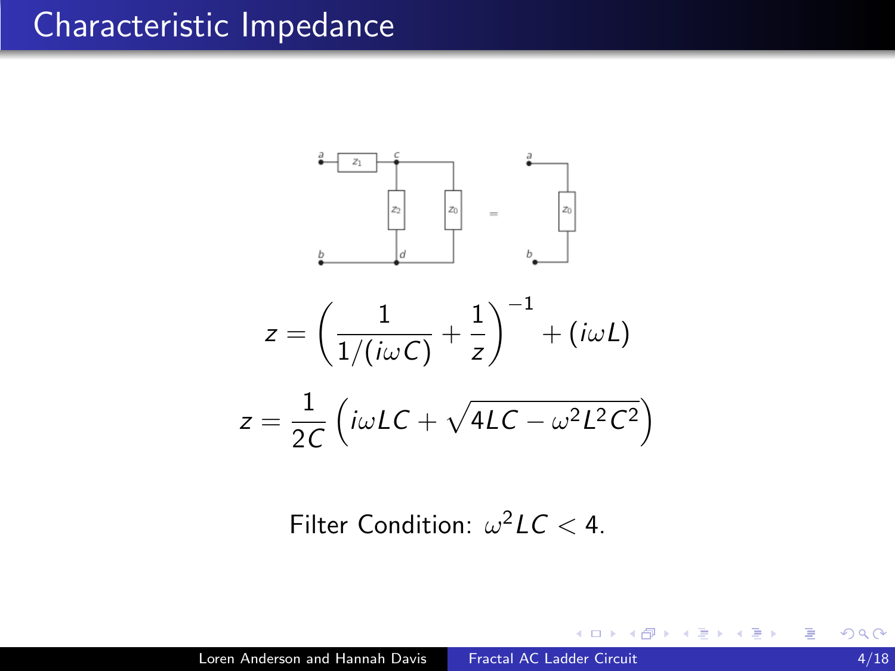# Characteristic Impedance

$$z = \left( \frac{1}{1/(i\omega C)} + \frac{1}{z} \right)^{-1} + (i\omega L)$$

$$z = \frac{1}{2C} \left( i\omega LC + \sqrt{4LC - \omega^2 L^2 C^2} \right)$$

Filter Condition: $\omega^2 LC < 4$.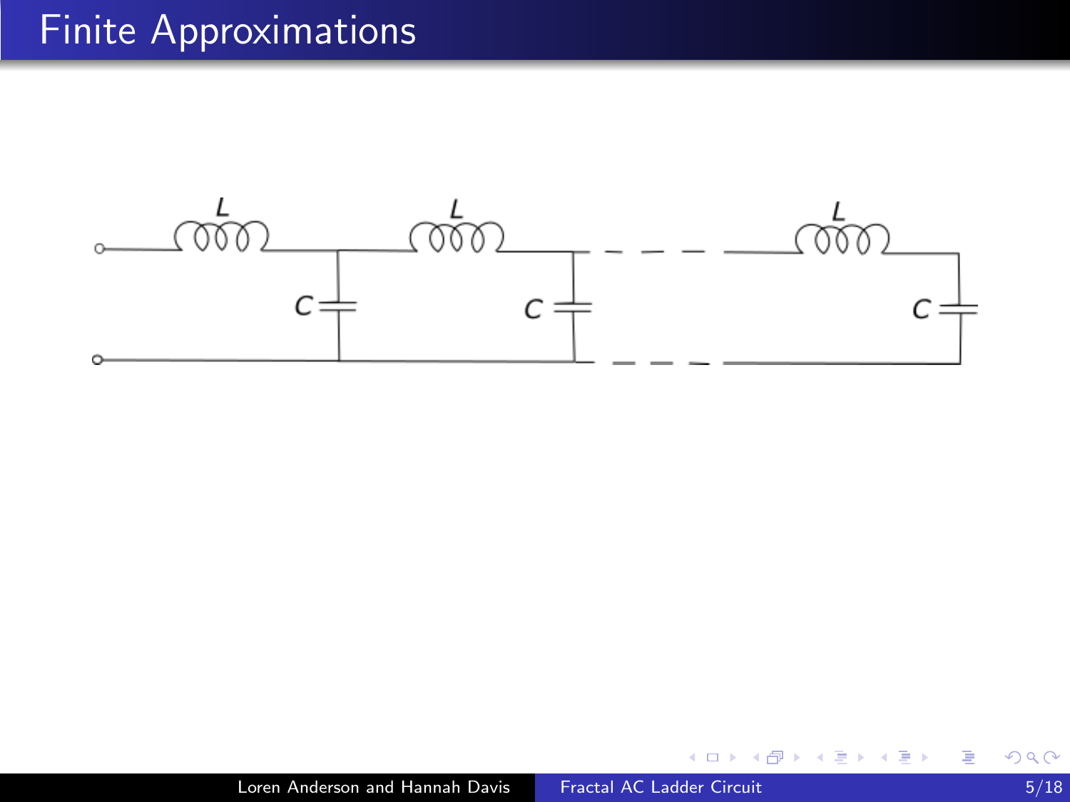# Finite Approximations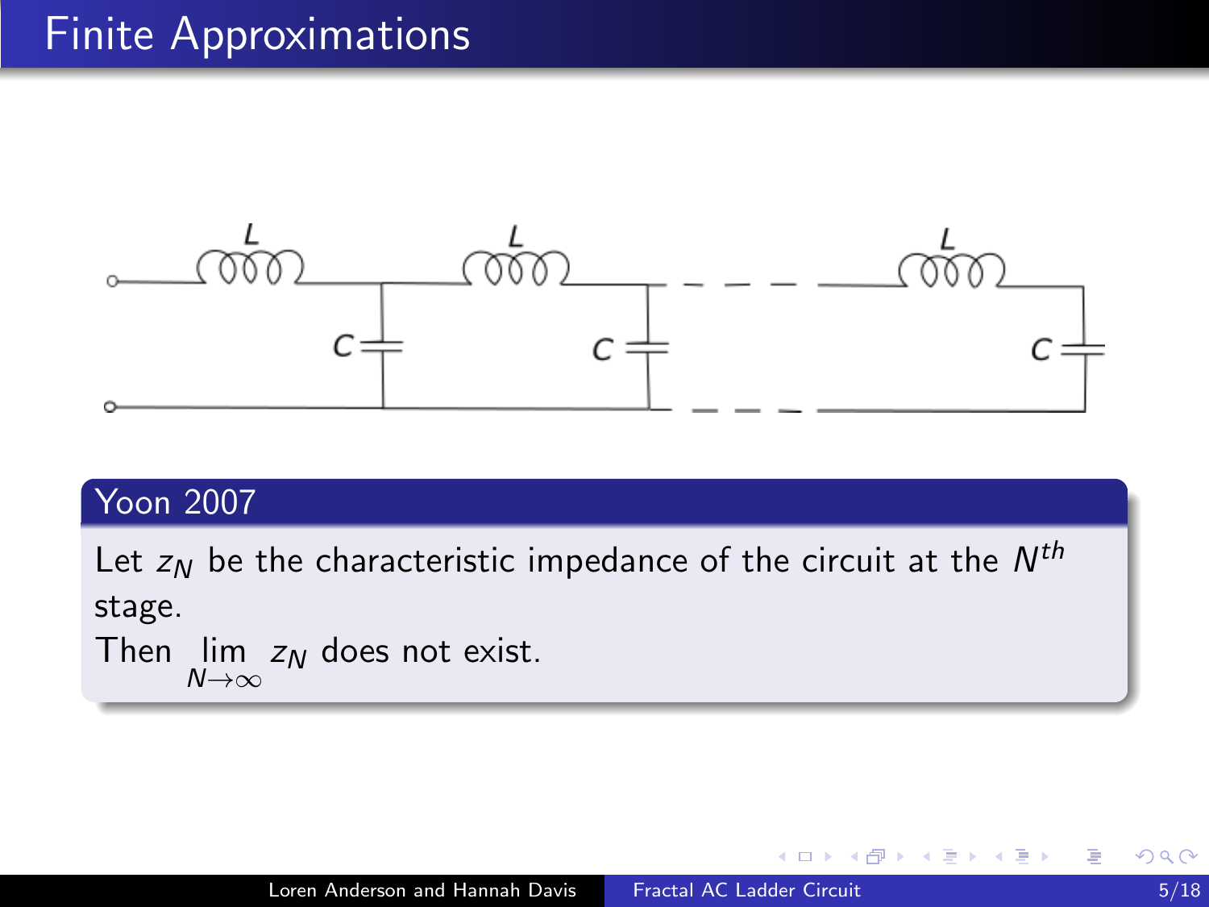# Finite Approximations

**Yoon 2007**

Let $z_N$ be the characteristic impedance of the circuit at the $N^{th}$ stage.

Then $\lim_{N \to \infty} z_N$ does not exist.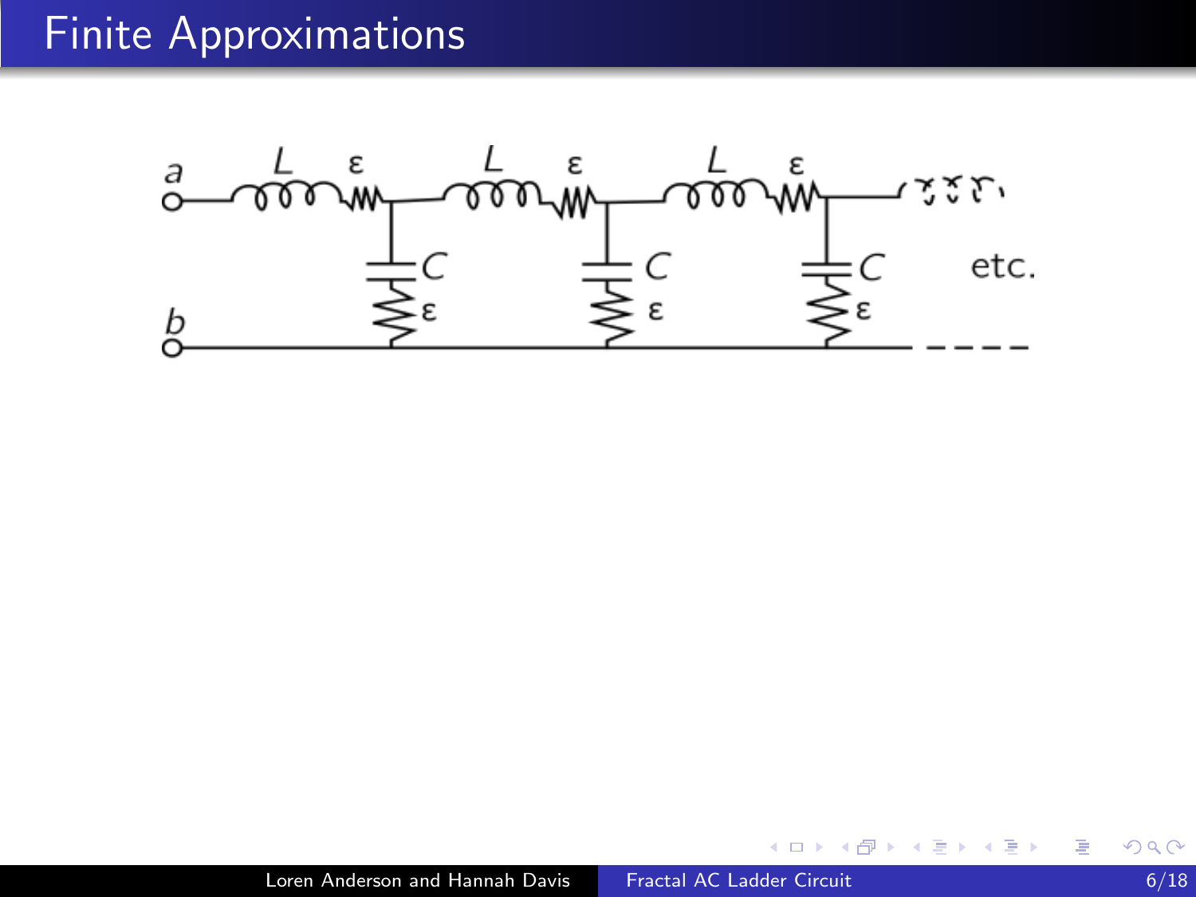# Finite Approximations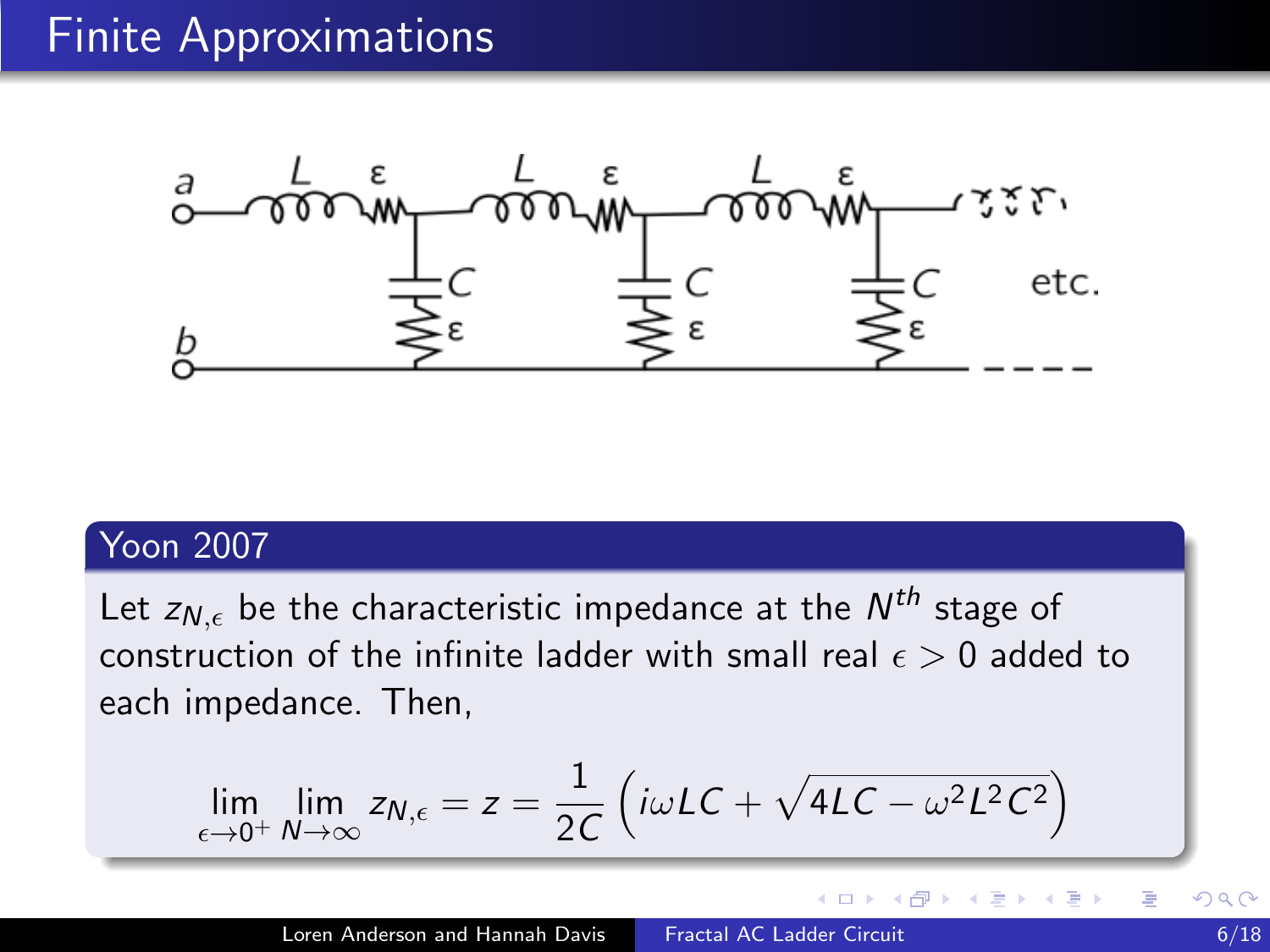# Finite Approximations

## Yoon 2007

Let $z_{N,\epsilon}$ be the characteristic impedance at the $N^{th}$ stage of construction of the infinite ladder with small real $\epsilon > 0$ added to each impedance. Then,

$$\lim_{\epsilon \to 0^+} \lim_{N \to \infty} z_{N,\epsilon} = z = \frac{1}{2C}\left(i\omega LC + \sqrt{4LC - \omega^2 L^2 C^2}\right)$$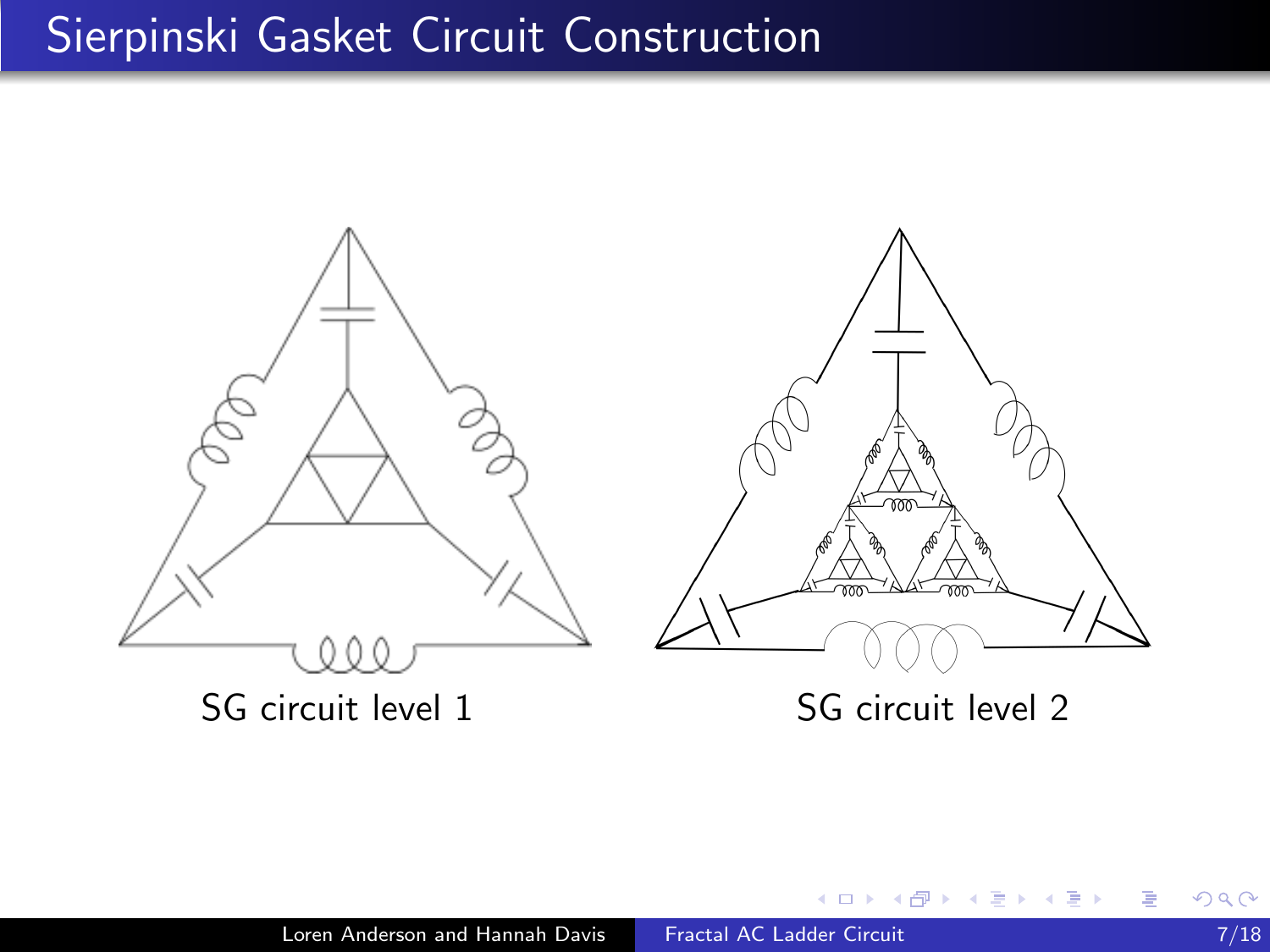# Sierpinski Gasket Circuit Construction

SG circuit level 1

SG circuit level 2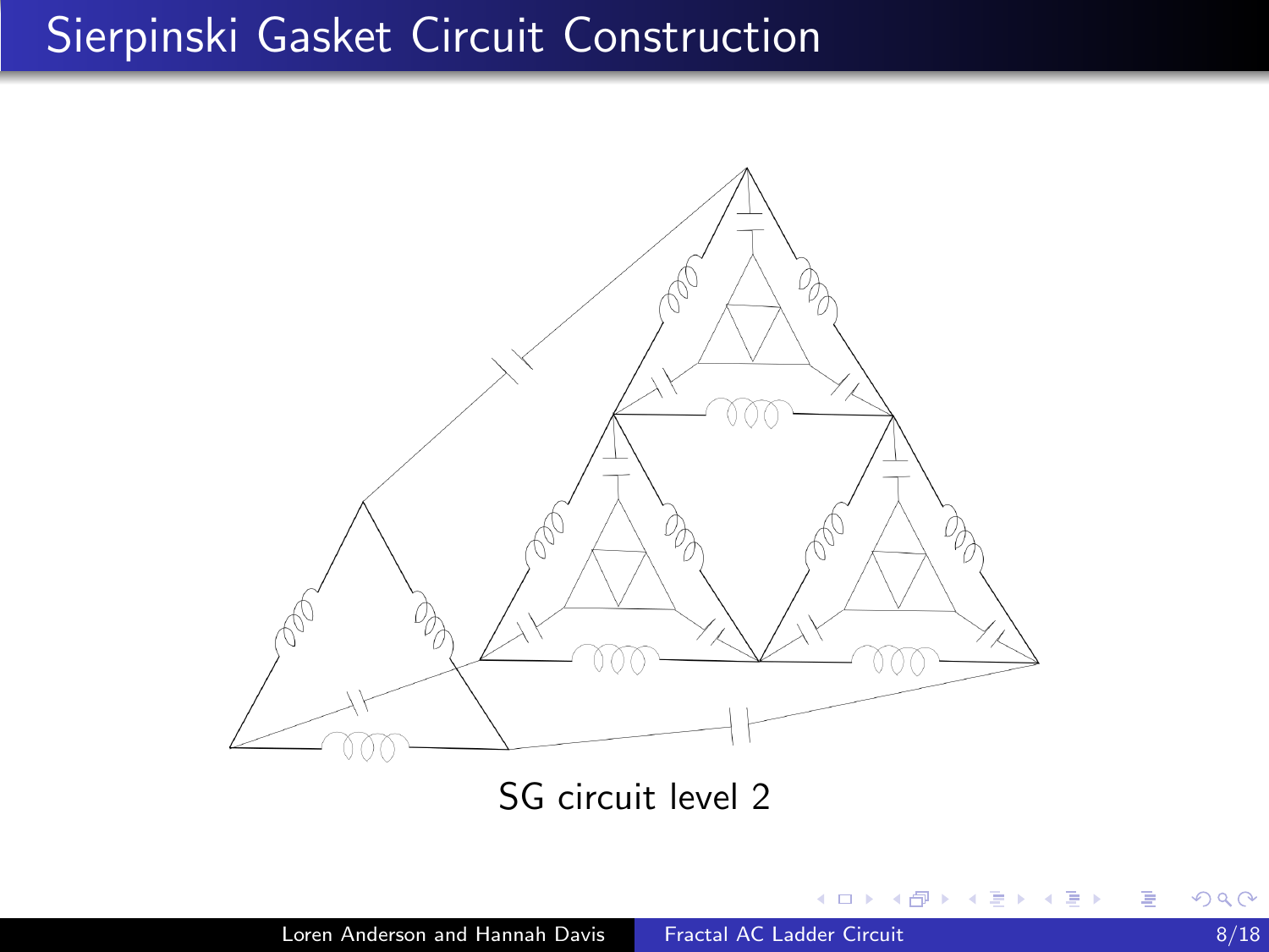# Sierpinski Gasket Circuit Construction

SG circuit level 2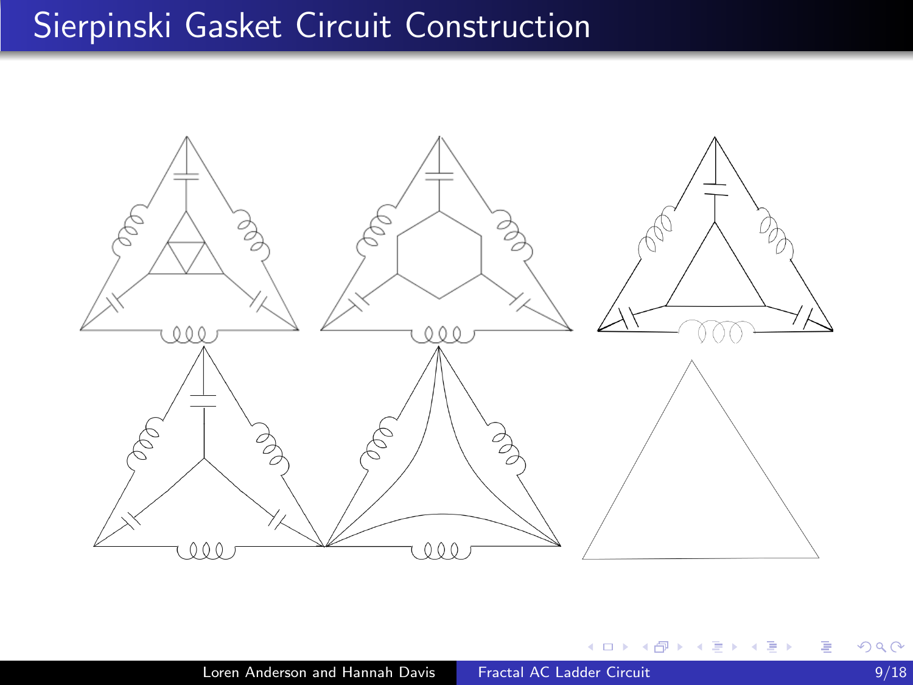# Sierpinski Gasket Circuit Construction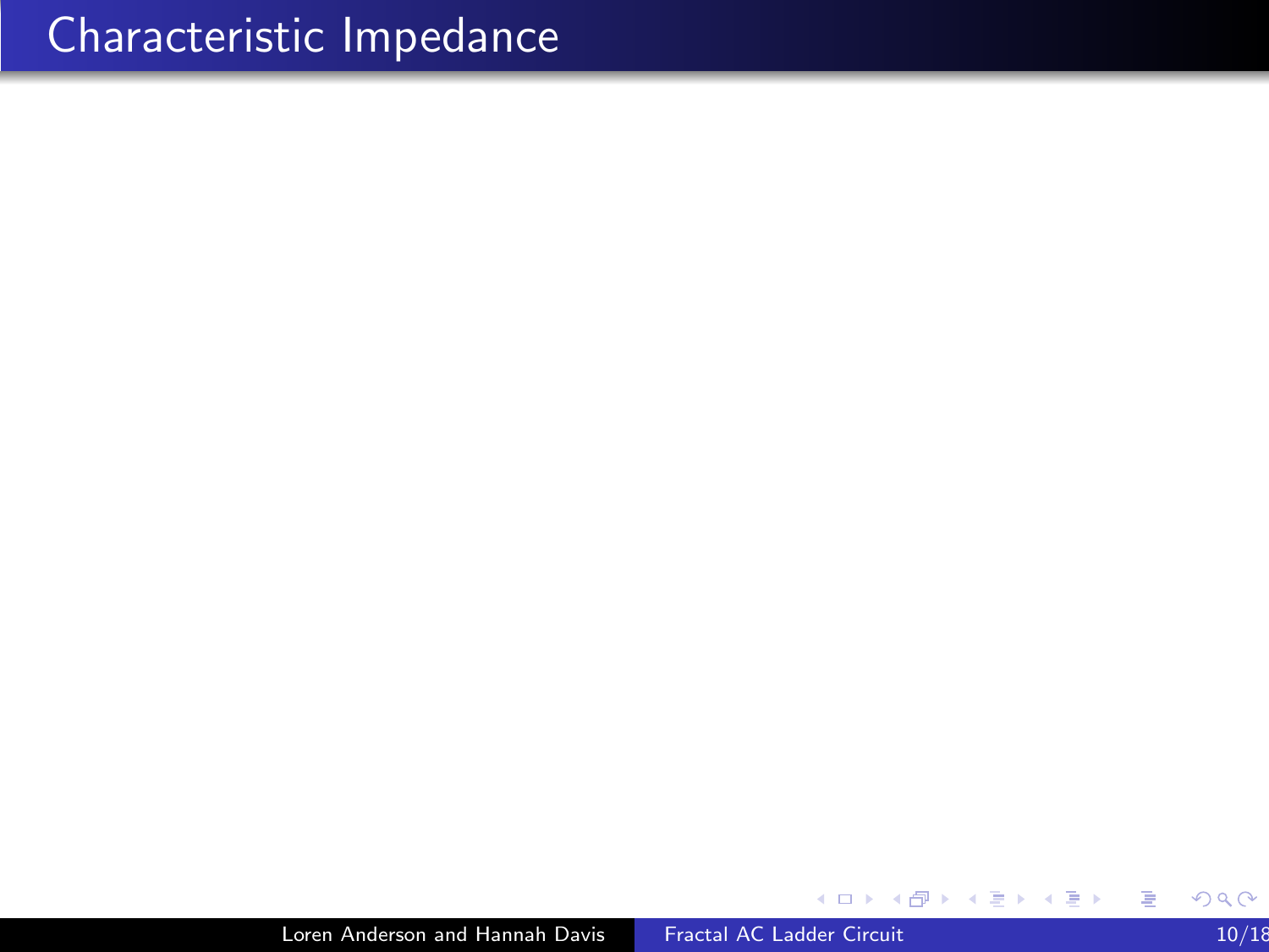# Characteristic Impedance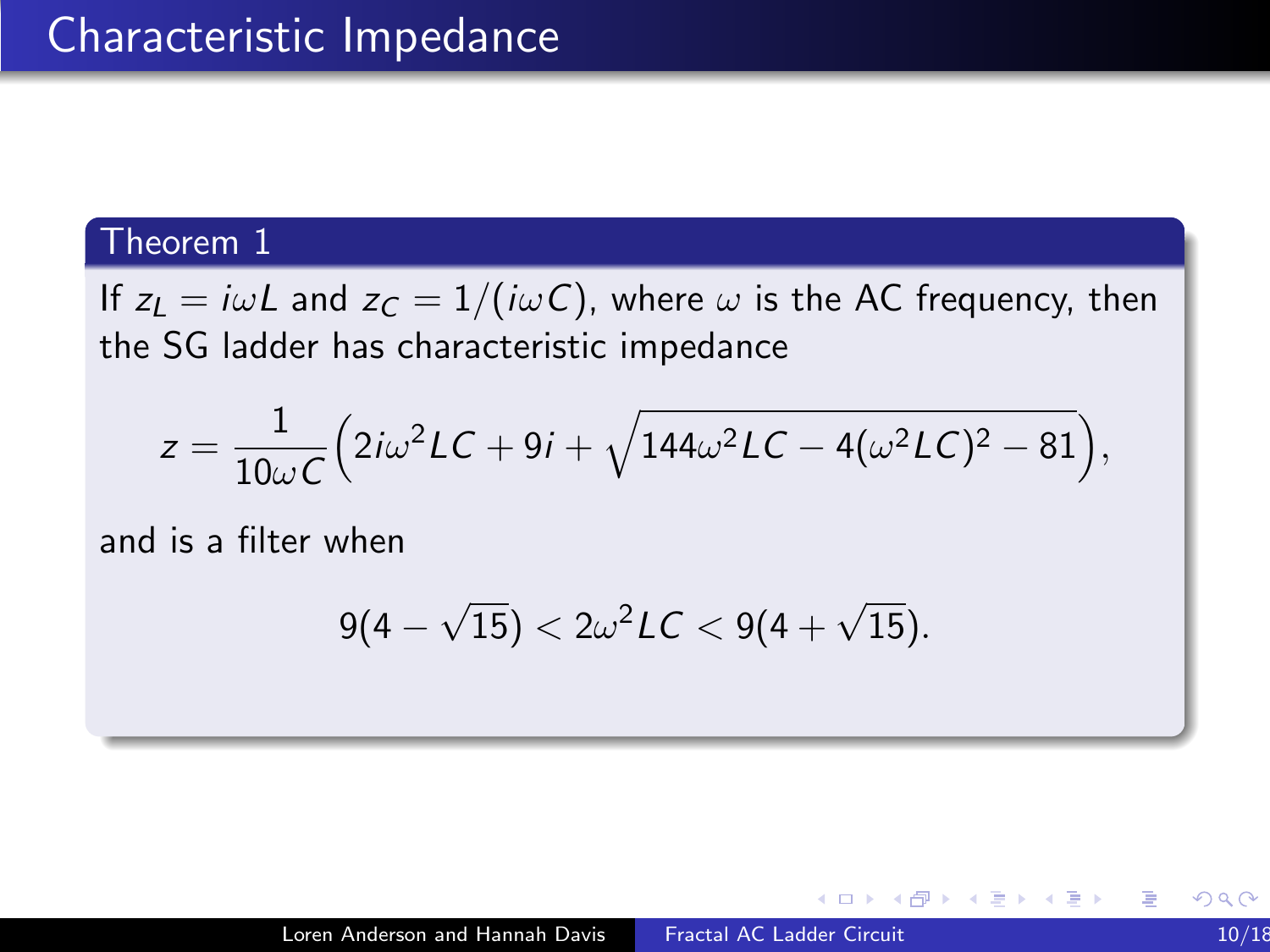# Characteristic Impedance

**Theorem 1**

If $z_L = i\omega L$ and $z_C = 1/(i\omega C)$, where $\omega$ is the AC frequency, then the SG ladder has characteristic impedance

$$z = \frac{1}{10\omega C}\left(2i\omega^2 LC + 9i + \sqrt{144\omega^2 LC - 4(\omega^2 LC)^2 - 81}\right),$$

and is a filter when

$$9(4 - \sqrt{15}) < 2\omega^2 LC < 9(4 + \sqrt{15}).$$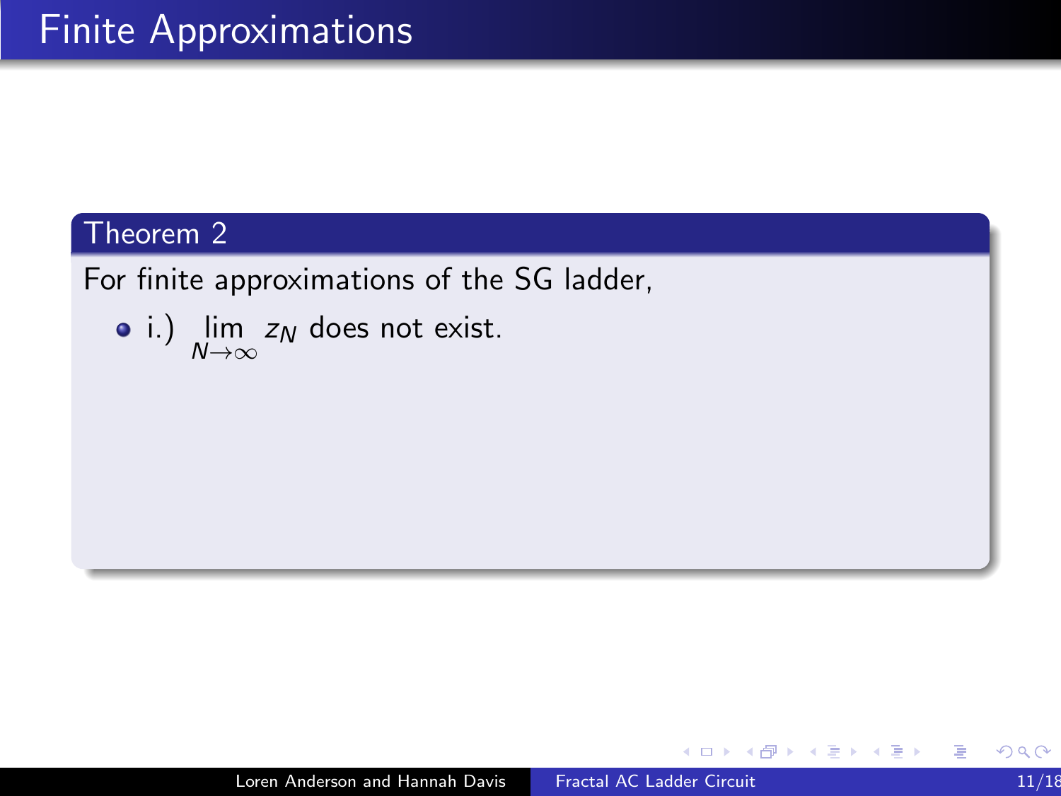# Finite Approximations

**Theorem 2**

For finite approximations of the SG ladder,

- i.) $\lim_{N \to \infty} z_N$ does not exist.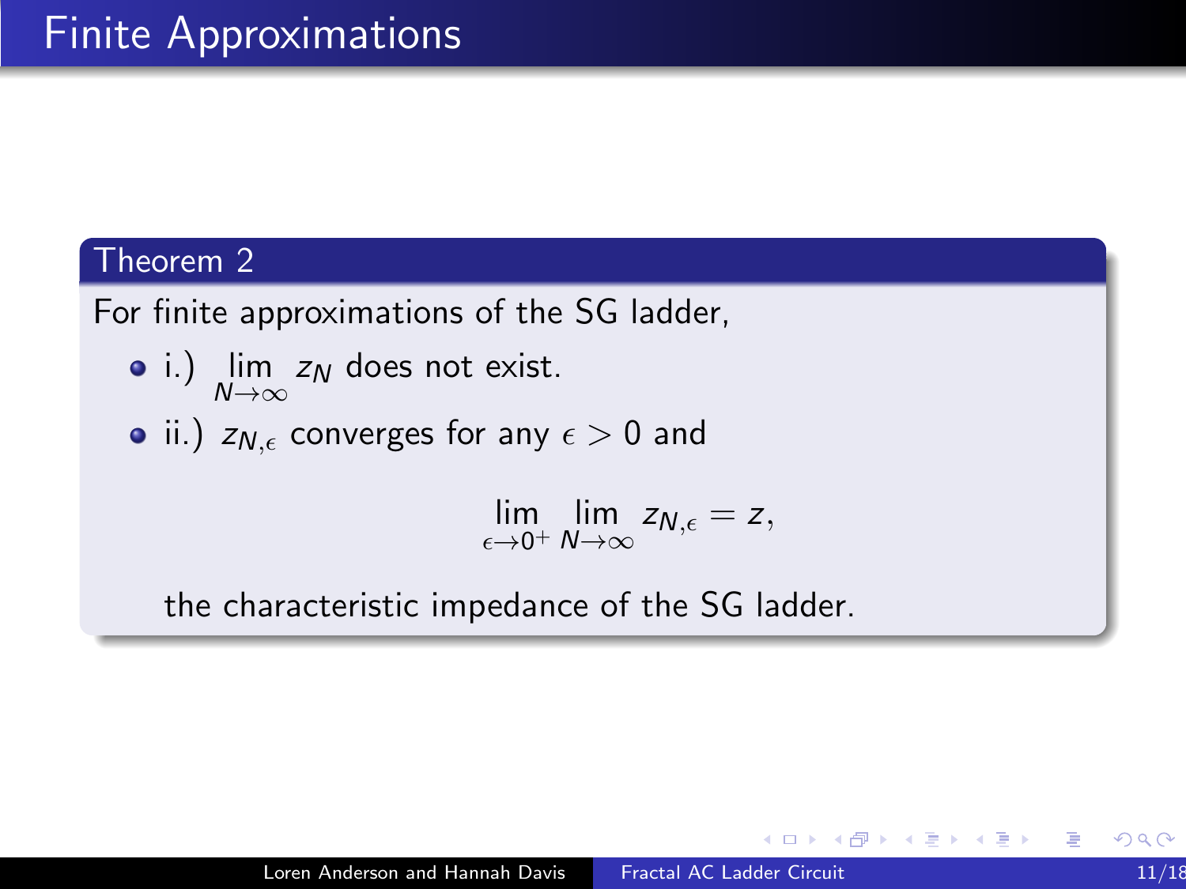# Finite Approximations

### Theorem 2

For finite approximations of the SG ladder,

- i.) $\lim_{N \to \infty} z_N$ does not exist.
- ii.) $z_{N,\epsilon}$ converges for any $\epsilon > 0$ and

$$\lim_{\epsilon \to 0^+} \lim_{N \to \infty} z_{N,\epsilon} = z,$$

the characteristic impedance of the SG ladder.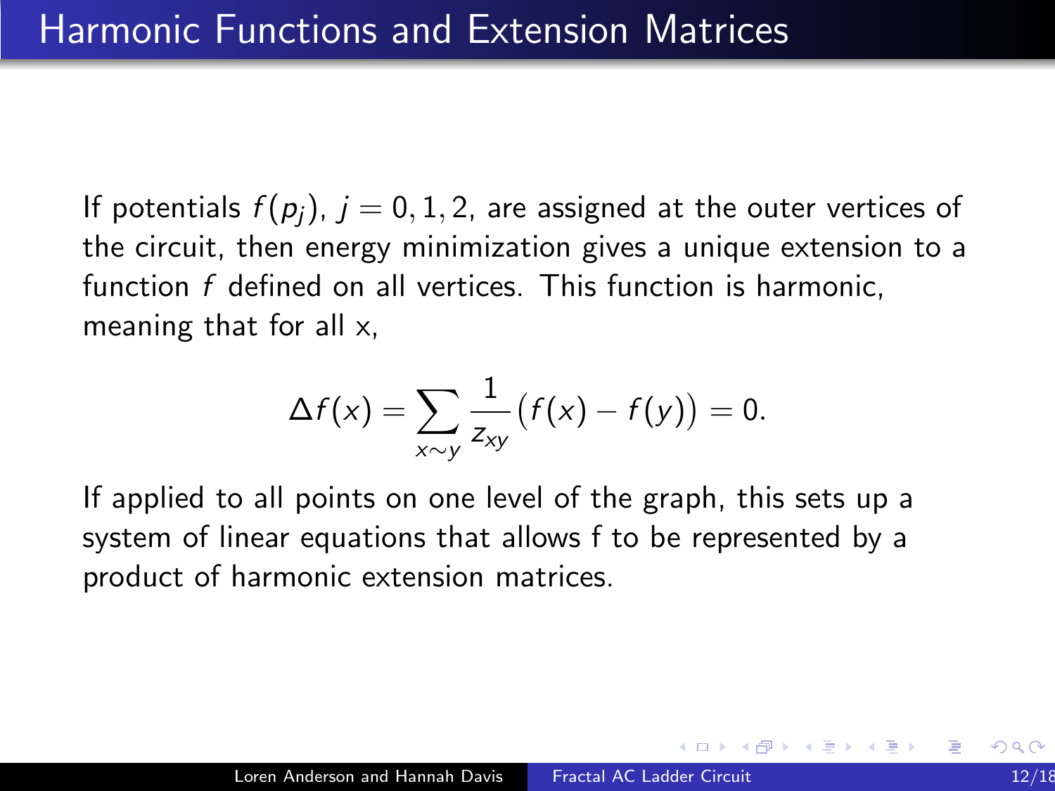# Harmonic Functions and Extension Matrices

If potentials $f(p_j)$, $j = 0, 1, 2$, are assigned at the outer vertices of the circuit, then energy minimization gives a unique extension to a function $f$ defined on all vertices. This function is harmonic, meaning that for all x,

$$\Delta f(x) = \sum_{x \sim y} \frac{1}{z_{xy}} \big( f(x) - f(y) \big) = 0.$$

If applied to all points on one level of the graph, this sets up a system of linear equations that allows f to be represented by a product of harmonic extension matrices.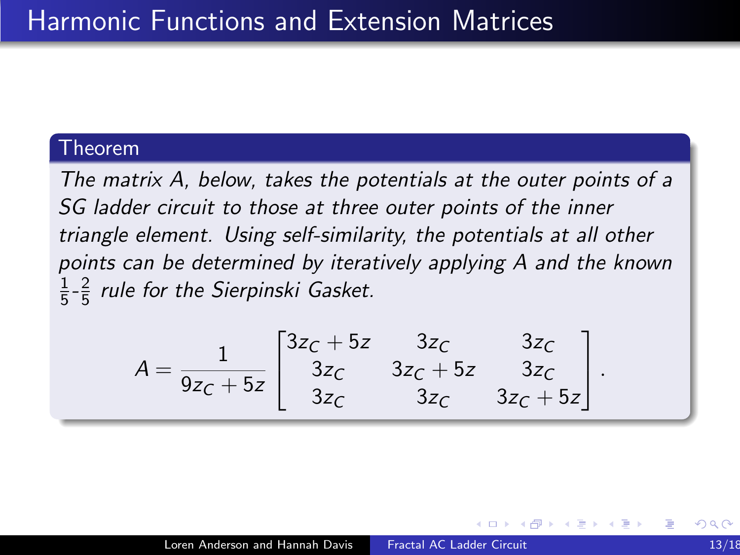# Harmonic Functions and Extension Matrices

**Theorem**

*The matrix $A$, below, takes the potentials at the outer points of a SG ladder circuit to those at three outer points of the inner triangle element. Using self-similarity, the potentials at all other points can be determined by iteratively applying $A$ and the known $\frac{1}{5}$-$\frac{2}{5}$ rule for the Sierpinski Gasket.*

$$A = \frac{1}{9z_C + 5z} \begin{bmatrix} 3z_C + 5z & 3z_C & 3z_C \\ 3z_C & 3z_C + 5z & 3z_C \\ 3z_C & 3z_C & 3z_C + 5z \end{bmatrix}.$$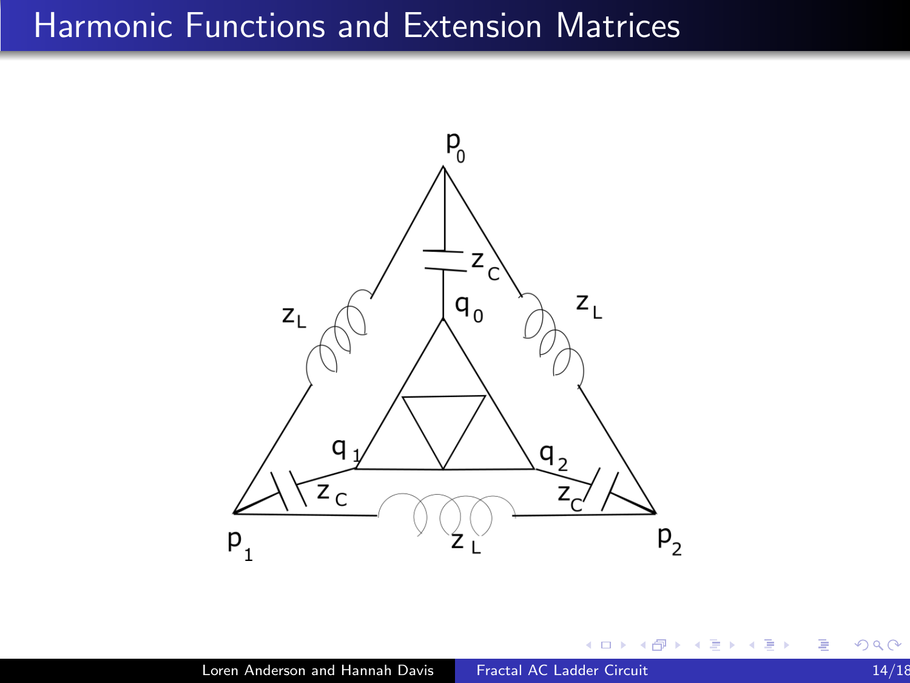# Harmonic Functions and Extension Matrices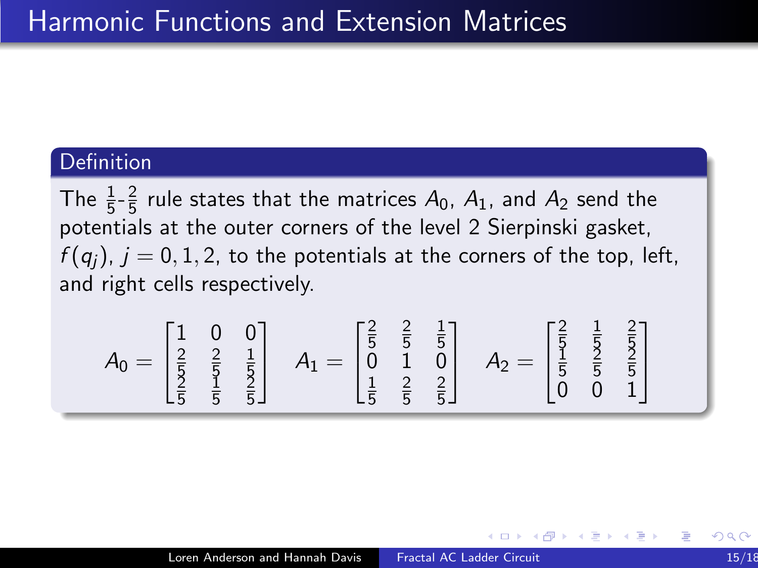# Harmonic Functions and Extension Matrices

**Definition**

The $\frac{1}{5}$-$\frac{2}{5}$ rule states that the matrices $A_0$, $A_1$, and $A_2$ send the potentials at the outer corners of the level 2 Sierpinski gasket, $f(q_j)$, $j = 0, 1, 2$, to the potentials at the corners of the top, left, and right cells respectively.

$$A_0 = \begin{bmatrix} 1 & 0 & 0 \\ \frac{2}{5} & \frac{2}{5} & \frac{1}{5} \\ \frac{2}{5} & \frac{1}{5} & \frac{2}{5} \end{bmatrix} \quad A_1 = \begin{bmatrix} \frac{2}{5} & \frac{2}{5} & \frac{1}{5} \\ 0 & 1 & 0 \\ \frac{1}{5} & \frac{2}{5} & \frac{2}{5} \end{bmatrix} \quad A_2 = \begin{bmatrix} \frac{2}{5} & \frac{1}{5} & \frac{2}{5} \\ \frac{1}{5} & \frac{2}{5} & \frac{2}{5} \\ 0 & 0 & 1 \end{bmatrix}$$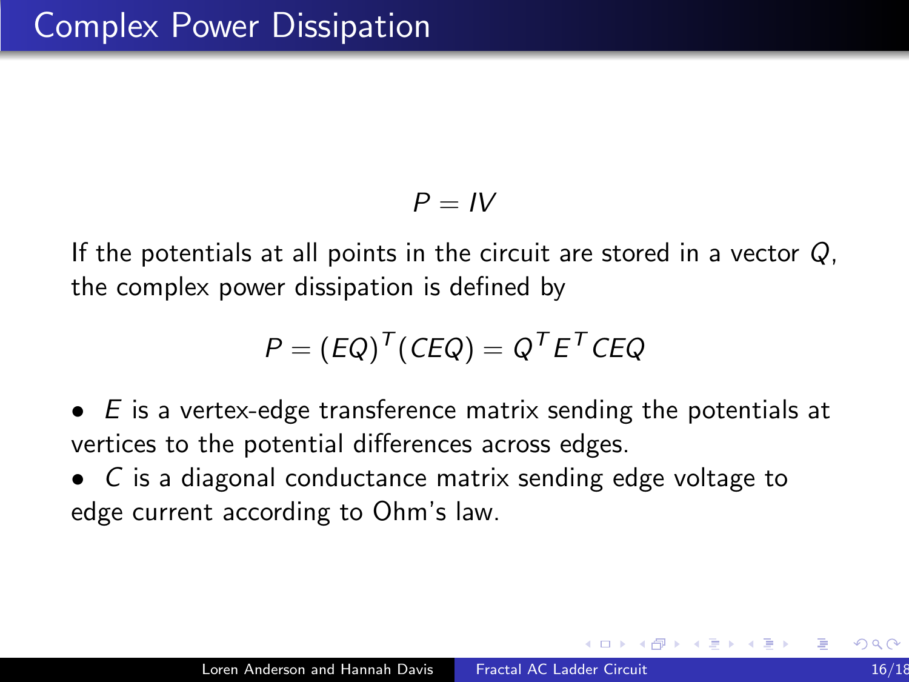# Complex Power Dissipation

$$P = IV$$

If the potentials at all points in the circuit are stored in a vector $Q$, the complex power dissipation is defined by

$$P = (EQ)^T(CEQ) = Q^T E^T CEQ$$

- $E$ is a vertex-edge transference matrix sending the potentials at vertices to the potential differences across edges.
- $C$ is a diagonal conductance matrix sending edge voltage to edge current according to Ohm's law.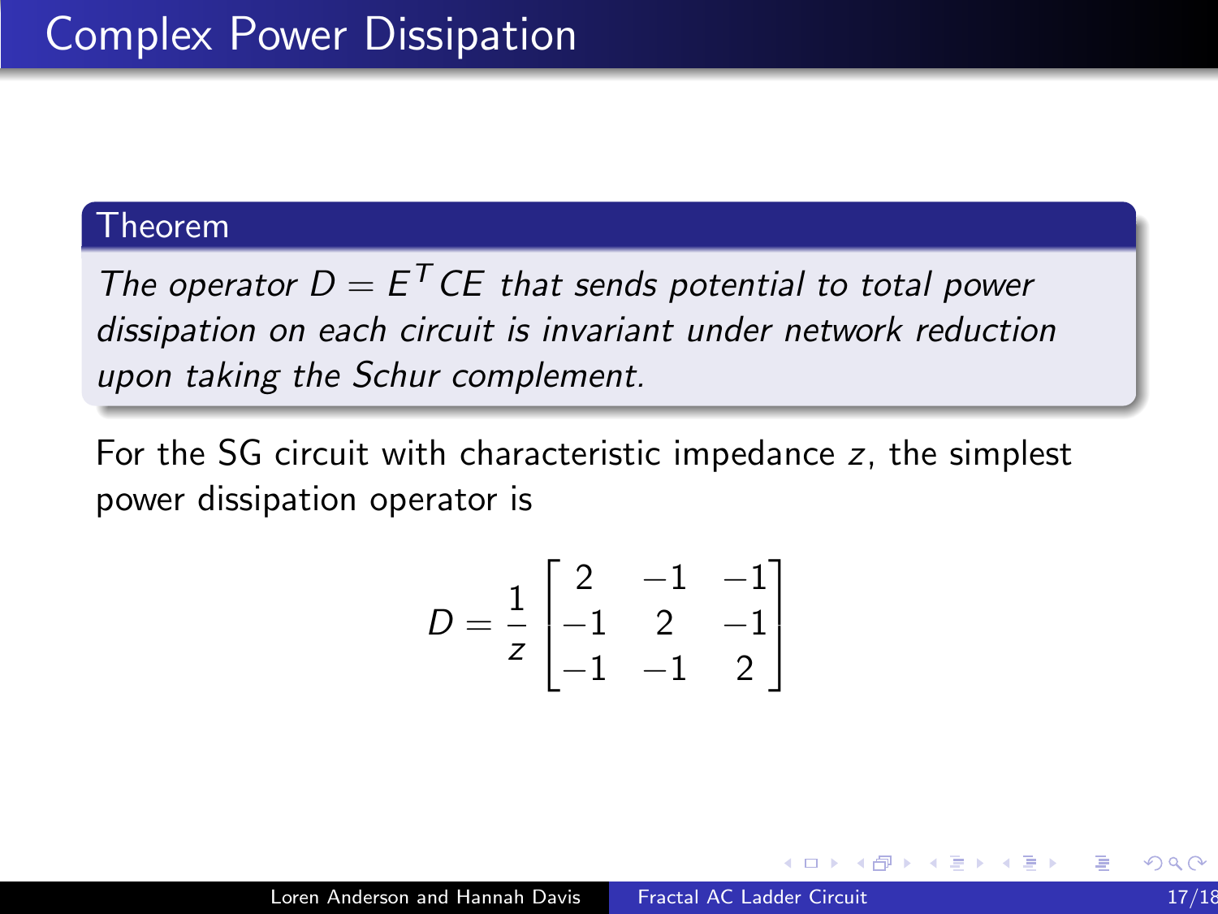# Complex Power Dissipation

**Theorem**

*The operator $D = E^T CE$ that sends potential to total power dissipation on each circuit is invariant under network reduction upon taking the Schur complement.*

For the SG circuit with characteristic impedance $z$, the simplest power dissipation operator is

$$D = \frac{1}{z}\begin{bmatrix} 2 & -1 & -1 \\ -1 & 2 & -1 \\ -1 & -1 & 2 \end{bmatrix}$$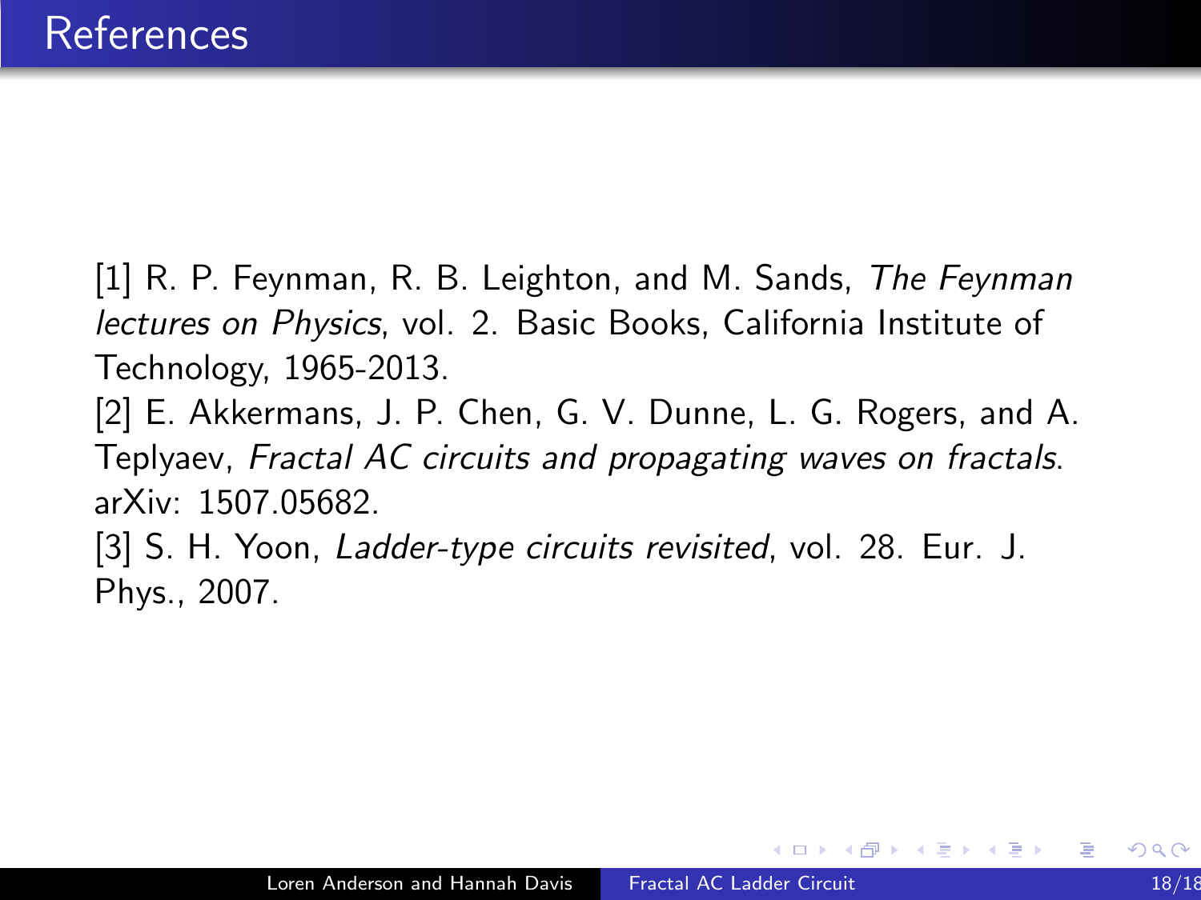# References

[1] R. P. Feynman, R. B. Leighton, and M. Sands, *The Feynman lectures on Physics*, vol. 2. Basic Books, California Institute of Technology, 1965-2013.

[2] E. Akkermans, J. P. Chen, G. V. Dunne, L. G. Rogers, and A. Teplyaev, *Fractal AC circuits and propagating waves on fractals*. arXiv: 1507.05682.

[3] S. H. Yoon, *Ladder-type circuits revisited*, vol. 28. Eur. J. Phys., 2007.